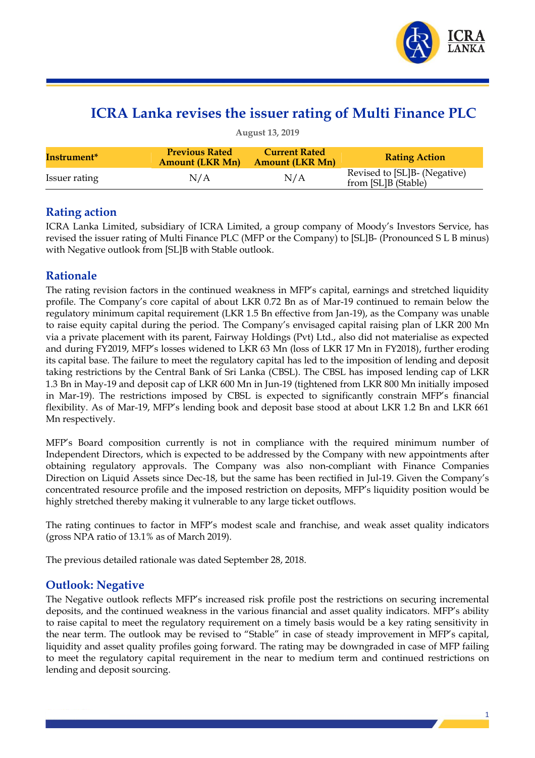# ICRA Lanka revises the issuer rating of Multi Finance PLC

August 13, 2019

| Instrument* | Previous Rated Amount (LKR Mn) | Current Rated Amount (LKR Mn) | Rating Action |
|---|---|---|---|
| Issuer rating | N/A | N/A | Revised to [SL]B- (Negative) from [SL]B (Stable) |

## Rating action

ICRA Lanka Limited, subsidiary of ICRA Limited, a group company of Moody's Investors Service, has revised the issuer rating of Multi Finance PLC (MFP or the Company) to [SL]B- (Pronounced S L B minus) with Negative outlook from [SL]B with Stable outlook.

## Rationale

The rating revision factors in the continued weakness in MFP's capital, earnings and stretched liquidity profile. The Company's core capital of about LKR 0.72 Bn as of Mar-19 continued to remain below the regulatory minimum capital requirement (LKR 1.5 Bn effective from Jan-19), as the Company was unable to raise equity capital during the period. The Company's envisaged capital raising plan of LKR 200 Mn via a private placement with its parent, Fairway Holdings (Pvt) Ltd., also did not materialise as expected and during FY2019, MFP's losses widened to LKR 63 Mn (loss of LKR 17 Mn in FY2018), further eroding its capital base. The failure to meet the regulatory capital has led to the imposition of lending and deposit taking restrictions by the Central Bank of Sri Lanka (CBSL). The CBSL has imposed lending cap of LKR 1.3 Bn in May-19 and deposit cap of LKR 600 Mn in Jun-19 (tightened from LKR 800 Mn initially imposed in Mar-19). The restrictions imposed by CBSL is expected to significantly constrain MFP's financial flexibility. As of Mar-19, MFP's lending book and deposit base stood at about LKR 1.2 Bn and LKR 661 Mn respectively.

MFP's Board composition currently is not in compliance with the required minimum number of Independent Directors, which is expected to be addressed by the Company with new appointments after obtaining regulatory approvals. The Company was also non-compliant with Finance Companies Direction on Liquid Assets since Dec-18, but the same has been rectified in Jul-19. Given the Company's concentrated resource profile and the imposed restriction on deposits, MFP's liquidity position would be highly stretched thereby making it vulnerable to any large ticket outflows.

The rating continues to factor in MFP's modest scale and franchise, and weak asset quality indicators (gross NPA ratio of 13.1% as of March 2019).

The previous detailed rationale was dated September 28, 2018.

## Outlook: Negative

The Negative outlook reflects MFP's increased risk profile post the restrictions on securing incremental deposits, and the continued weakness in the various financial and asset quality indicators. MFP's ability to raise capital to meet the regulatory requirement on a timely basis would be a key rating sensitivity in the near term. The outlook may be revised to "Stable" in case of steady improvement in MFP's capital, liquidity and asset quality profiles going forward. The rating may be downgraded in case of MFP failing to meet the regulatory capital requirement in the near to medium term and continued restrictions on lending and deposit sourcing.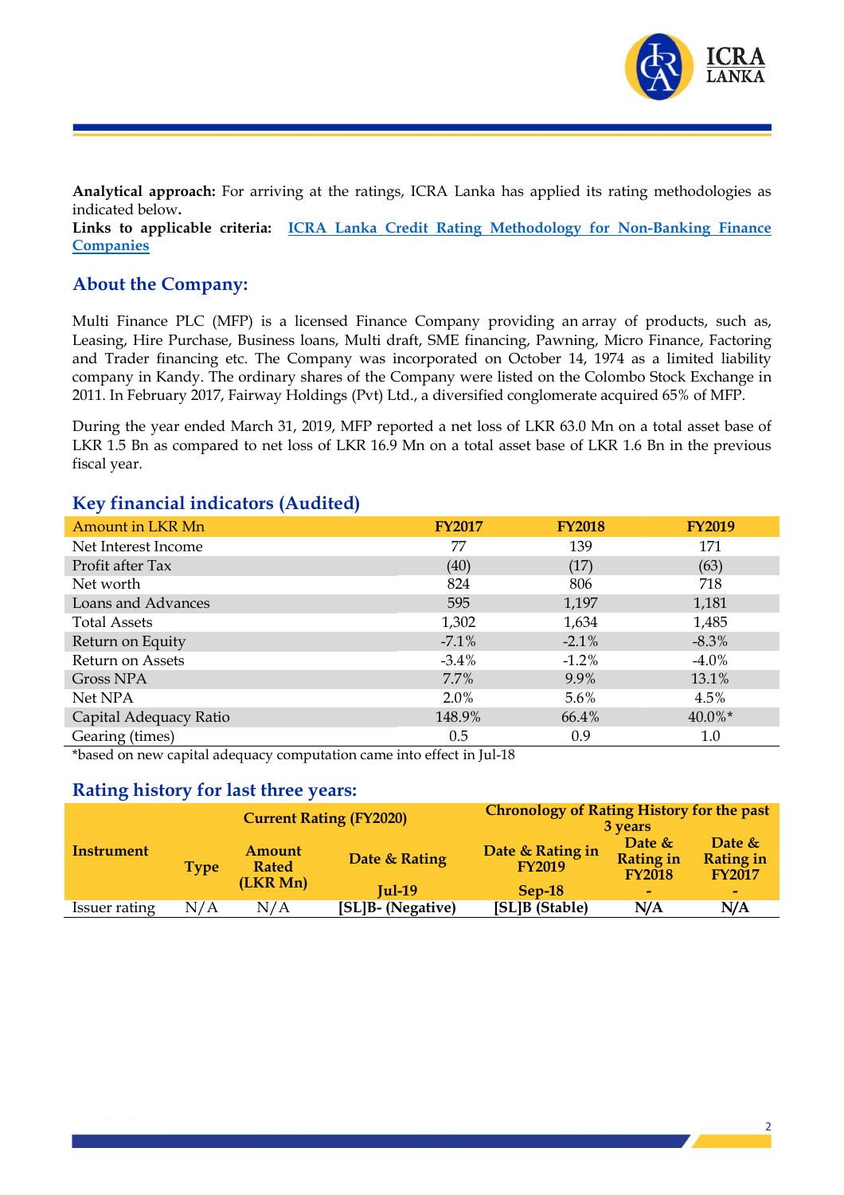**Analytical approach:** For arriving at the ratings, ICRA Lanka has applied its rating methodologies as indicated below**.**

**Links to applicable criteria:** [ICRA Lanka Credit Rating Methodology for Non-Banking Finance Companies]()

## About the Company:

Multi Finance PLC (MFP) is a licensed Finance Company providing an array of products, such as, Leasing, Hire Purchase, Business loans, Multi draft, SME financing, Pawning, Micro Finance, Factoring and Trader financing etc. The Company was incorporated on October 14, 1974 as a limited liability company in Kandy. The ordinary shares of the Company were listed on the Colombo Stock Exchange in 2011. In February 2017, Fairway Holdings (Pvt) Ltd., a diversified conglomerate acquired 65% of MFP.

During the year ended March 31, 2019, MFP reported a net loss of LKR 63.0 Mn on a total asset base of LKR 1.5 Bn as compared to net loss of LKR 16.9 Mn on a total asset base of LKR 1.6 Bn in the previous fiscal year.

## Key financial indicators (Audited)

| Amount in LKR Mn | FY2017 | FY2018 | FY2019 |
|---|---|---|---|
| Net Interest Income | 77 | 139 | 171 |
| Profit after Tax | (40) | (17) | (63) |
| Net worth | 824 | 806 | 718 |
| Loans and Advances | 595 | 1,197 | 1,181 |
| Total Assets | 1,302 | 1,634 | 1,485 |
| Return on Equity | -7.1% | -2.1% | -8.3% |
| Return on Assets | -3.4% | -1.2% | -4.0% |
| Gross NPA | 7.7% | 9.9% | 13.1% |
| Net NPA | 2.0% | 5.6% | 4.5% |
| Capital Adequacy Ratio | 148.9% | 66.4% | 40.0%* |
| Gearing (times) | 0.5 | 0.9 | 1.0 |

*based on new capital adequacy computation came into effect in Jul-18

## Rating history for last three years:

| Instrument | Current Rating (FY2020) | | | Chronology of Rating History for the past 3 years | | |
|---|---|---|---|---|---|---|
| | Type | Amount Rated (LKR Mn) | Date & Rating | Date & Rating in FY2019 | Date & Rating in FY2018 | Date & Rating in FY2017 |
| | | | Jul-19 | Sep-18 | - | - |
| Issuer rating | N/A | N/A | [SL]B- (Negative) | [SL]B (Stable) | N/A | N/A |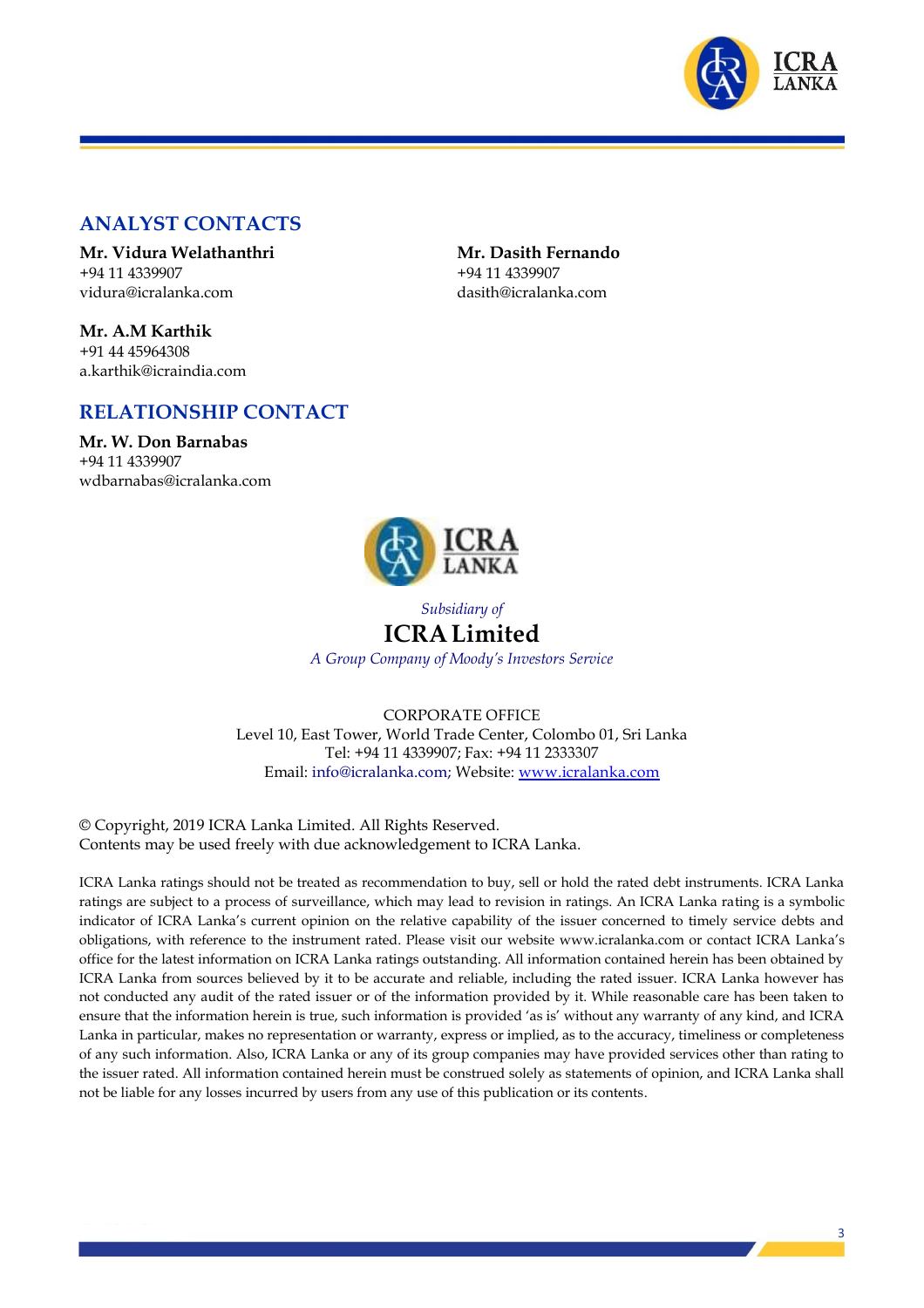## ANALYST CONTACTS

**Mr. Vidura Welathanthri**
+94 11 4339907
vidura@icralanka.com

**Mr. Dasith Fernando**
+94 11 4339907
dasith@icralanka.com

**Mr. A.M Karthik**
+91 44 45964308
a.karthik@icraindia.com

## RELATIONSHIP CONTACT

**Mr. W. Don Barnabas**
+94 11 4339907
wdbarnabas@icralanka.com

*Subsidiary of*

**ICRA Limited**

*A Group Company of Moody's Investors Service*

CORPORATE OFFICE
Level 10, East Tower, World Trade Center, Colombo 01, Sri Lanka
Tel: +94 11 4339907; Fax: +94 11 2333307
Email: info@icralanka.com; Website: www.icralanka.com

© Copyright, 2019 ICRA Lanka Limited. All Rights Reserved.
Contents may be used freely with due acknowledgement to ICRA Lanka.

ICRA Lanka ratings should not be treated as recommendation to buy, sell or hold the rated debt instruments. ICRA Lanka ratings are subject to a process of surveillance, which may lead to revision in ratings. An ICRA Lanka rating is a symbolic indicator of ICRA Lanka's current opinion on the relative capability of the issuer concerned to timely service debts and obligations, with reference to the instrument rated. Please visit our website www.icralanka.com or contact ICRA Lanka's office for the latest information on ICRA Lanka ratings outstanding. All information contained herein has been obtained by ICRA Lanka from sources believed by it to be accurate and reliable, including the rated issuer. ICRA Lanka however has not conducted any audit of the rated issuer or of the information provided by it. While reasonable care has been taken to ensure that the information herein is true, such information is provided 'as is' without any warranty of any kind, and ICRA Lanka in particular, makes no representation or warranty, express or implied, as to the accuracy, timeliness or completeness of any such information. Also, ICRA Lanka or any of its group companies may have provided services other than rating to the issuer rated. All information contained herein must be construed solely as statements of opinion, and ICRA Lanka shall not be liable for any losses incurred by users from any use of this publication or its contents.